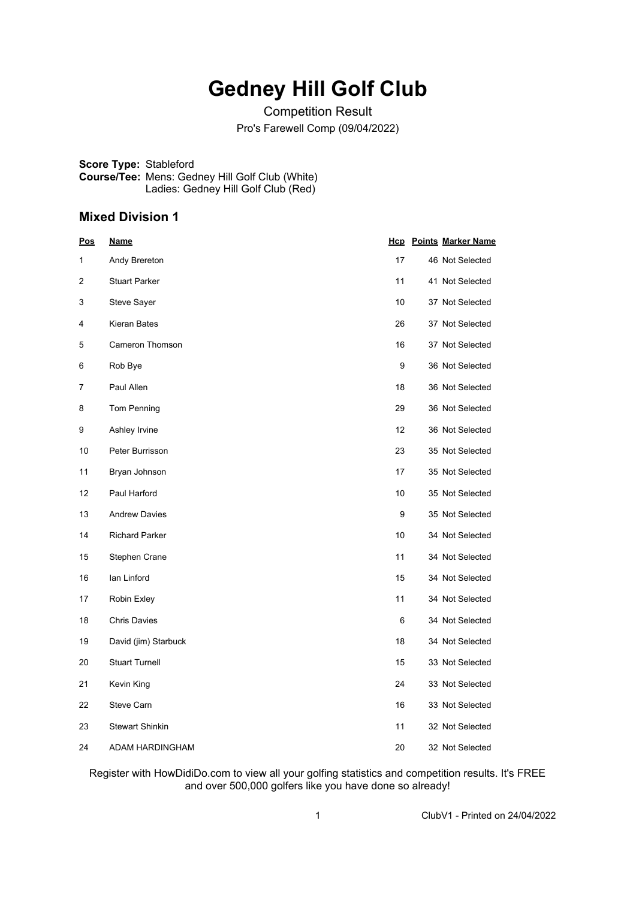# Gedney Hill Golf Club

Competition Result

Pro's Farewell Comp (09/04/2022)

**Score Type:** Stableford
**Course/Tee:** Mens: Gedney Hill Golf Club (White)
Ladies: Gedney Hill Golf Club (Red)

## Mixed Division 1

| Pos | Name | Hcp | Points | Marker Name |
|---|---|---|---|---|
| 1 | Andy Brereton | 17 | 46 | Not Selected |
| 2 | Stuart Parker | 11 | 41 | Not Selected |
| 3 | Steve Sayer | 10 | 37 | Not Selected |
| 4 | Kieran Bates | 26 | 37 | Not Selected |
| 5 | Cameron Thomson | 16 | 37 | Not Selected |
| 6 | Rob Bye | 9 | 36 | Not Selected |
| 7 | Paul Allen | 18 | 36 | Not Selected |
| 8 | Tom Penning | 29 | 36 | Not Selected |
| 9 | Ashley Irvine | 12 | 36 | Not Selected |
| 10 | Peter Burrisson | 23 | 35 | Not Selected |
| 11 | Bryan Johnson | 17 | 35 | Not Selected |
| 12 | Paul Harford | 10 | 35 | Not Selected |
| 13 | Andrew Davies | 9 | 35 | Not Selected |
| 14 | Richard Parker | 10 | 34 | Not Selected |
| 15 | Stephen Crane | 11 | 34 | Not Selected |
| 16 | Ian Linford | 15 | 34 | Not Selected |
| 17 | Robin Exley | 11 | 34 | Not Selected |
| 18 | Chris Davies | 6 | 34 | Not Selected |
| 19 | David (jim) Starbuck | 18 | 34 | Not Selected |
| 20 | Stuart Turnell | 15 | 33 | Not Selected |
| 21 | Kevin King | 24 | 33 | Not Selected |
| 22 | Steve Carn | 16 | 33 | Not Selected |
| 23 | Stewart Shinkin | 11 | 32 | Not Selected |
| 24 | ADAM HARDINGHAM | 20 | 32 | Not Selected |

Register with HowDidiDo.com to view all your golfing statistics and competition results. It's FREE and over 500,000 golfers like you have done so already!

ClubV1 - Printed on 24/04/2022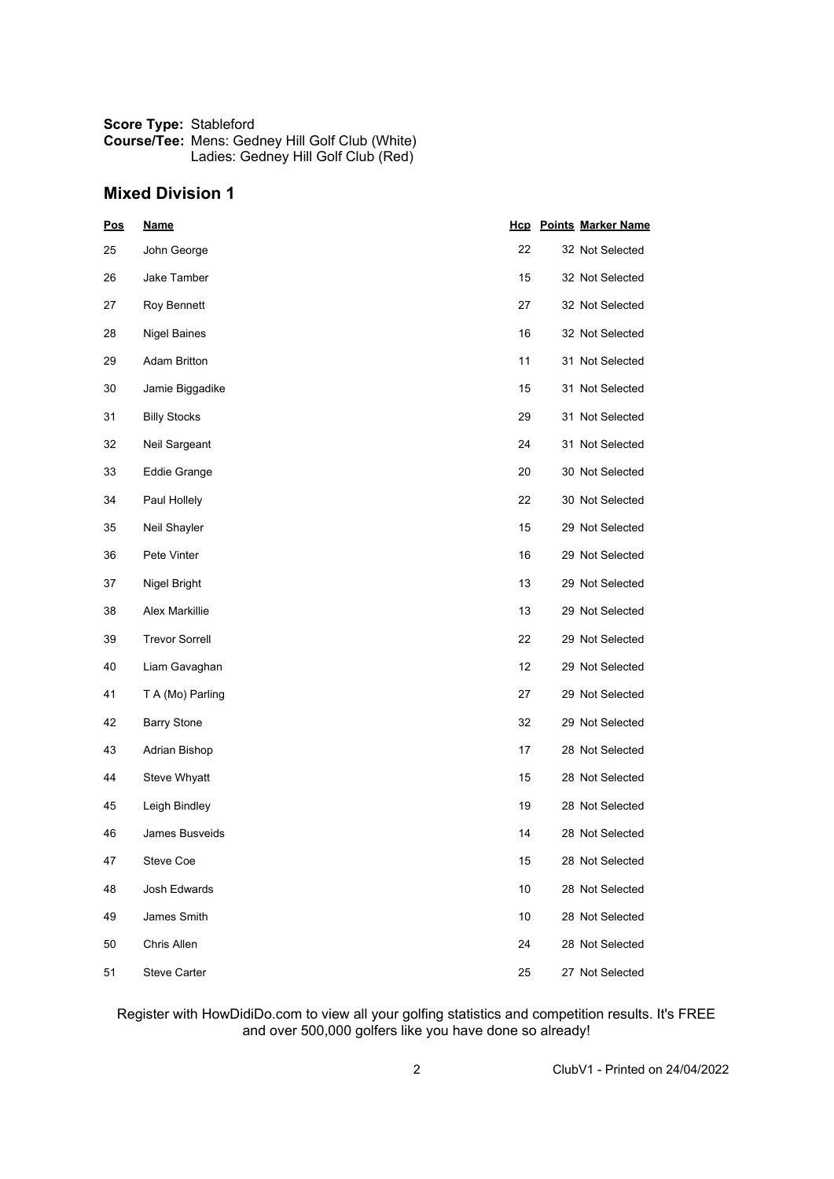**Score Type:** Stableford
**Course/Tee:** Mens: Gedney Hill Golf Club (White)
Ladies: Gedney Hill Golf Club (Red)

## Mixed Division 1

| Pos | Name | Hcp | Points | Marker Name |
|---|---|---|---|---|
| 25 | John George | 22 | 32 | Not Selected |
| 26 | Jake Tamber | 15 | 32 | Not Selected |
| 27 | Roy Bennett | 27 | 32 | Not Selected |
| 28 | Nigel Baines | 16 | 32 | Not Selected |
| 29 | Adam Britton | 11 | 31 | Not Selected |
| 30 | Jamie Biggadike | 15 | 31 | Not Selected |
| 31 | Billy Stocks | 29 | 31 | Not Selected |
| 32 | Neil Sargeant | 24 | 31 | Not Selected |
| 33 | Eddie Grange | 20 | 30 | Not Selected |
| 34 | Paul Hollely | 22 | 30 | Not Selected |
| 35 | Neil Shayler | 15 | 29 | Not Selected |
| 36 | Pete Vinter | 16 | 29 | Not Selected |
| 37 | Nigel Bright | 13 | 29 | Not Selected |
| 38 | Alex Markillie | 13 | 29 | Not Selected |
| 39 | Trevor Sorrell | 22 | 29 | Not Selected |
| 40 | Liam Gavaghan | 12 | 29 | Not Selected |
| 41 | T A (Mo) Parling | 27 | 29 | Not Selected |
| 42 | Barry Stone | 32 | 29 | Not Selected |
| 43 | Adrian Bishop | 17 | 28 | Not Selected |
| 44 | Steve Whyatt | 15 | 28 | Not Selected |
| 45 | Leigh Bindley | 19 | 28 | Not Selected |
| 46 | James Busveids | 14 | 28 | Not Selected |
| 47 | Steve Coe | 15 | 28 | Not Selected |
| 48 | Josh Edwards | 10 | 28 | Not Selected |
| 49 | James Smith | 10 | 28 | Not Selected |
| 50 | Chris Allen | 24 | 28 | Not Selected |
| 51 | Steve Carter | 25 | 27 | Not Selected |

Register with HowDidiDo.com to view all your golfing statistics and competition results. It's FREE and over 500,000 golfers like you have done so already!

ClubV1 - Printed on 24/04/2022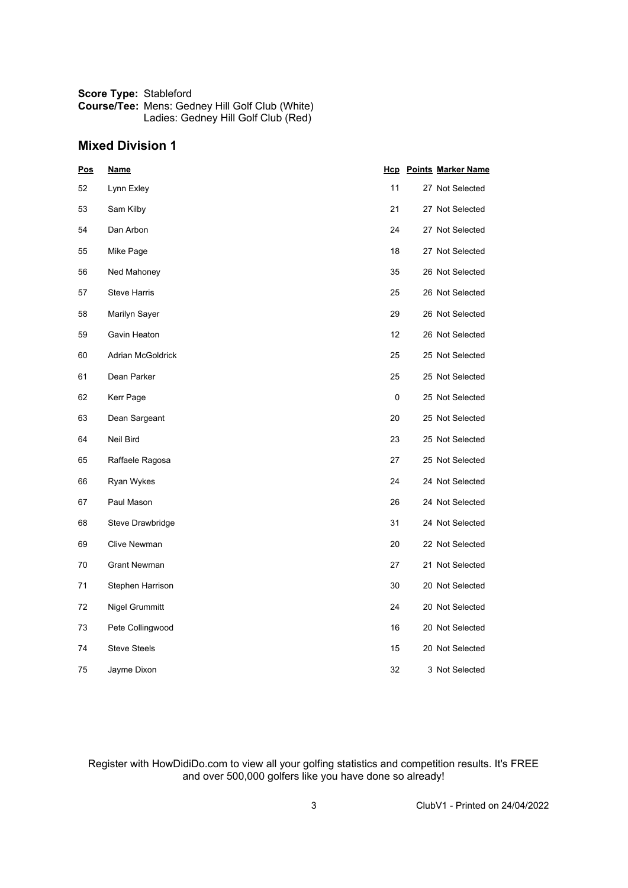**Score Type:** Stableford
**Course/Tee:** Mens: Gedney Hill Golf Club (White)
Ladies: Gedney Hill Golf Club (Red)

## Mixed Division 1

| Pos | Name | Hcp | Points | Marker Name |
|---|---|---|---|---|
| 52 | Lynn Exley | 11 | 27 | Not Selected |
| 53 | Sam Kilby | 21 | 27 | Not Selected |
| 54 | Dan Arbon | 24 | 27 | Not Selected |
| 55 | Mike Page | 18 | 27 | Not Selected |
| 56 | Ned Mahoney | 35 | 26 | Not Selected |
| 57 | Steve Harris | 25 | 26 | Not Selected |
| 58 | Marilyn Sayer | 29 | 26 | Not Selected |
| 59 | Gavin Heaton | 12 | 26 | Not Selected |
| 60 | Adrian McGoldrick | 25 | 25 | Not Selected |
| 61 | Dean Parker | 25 | 25 | Not Selected |
| 62 | Kerr Page | 0 | 25 | Not Selected |
| 63 | Dean Sargeant | 20 | 25 | Not Selected |
| 64 | Neil Bird | 23 | 25 | Not Selected |
| 65 | Raffaele Ragosa | 27 | 25 | Not Selected |
| 66 | Ryan Wykes | 24 | 24 | Not Selected |
| 67 | Paul Mason | 26 | 24 | Not Selected |
| 68 | Steve Drawbridge | 31 | 24 | Not Selected |
| 69 | Clive Newman | 20 | 22 | Not Selected |
| 70 | Grant Newman | 27 | 21 | Not Selected |
| 71 | Stephen Harrison | 30 | 20 | Not Selected |
| 72 | Nigel Grummitt | 24 | 20 | Not Selected |
| 73 | Pete Collingwood | 16 | 20 | Not Selected |
| 74 | Steve Steels | 15 | 20 | Not Selected |
| 75 | Jayme Dixon | 32 | 3 | Not Selected |

Register with HowDidiDo.com to view all your golfing statistics and competition results. It's FREE and over 500,000 golfers like you have done so already!

ClubV1 - Printed on 24/04/2022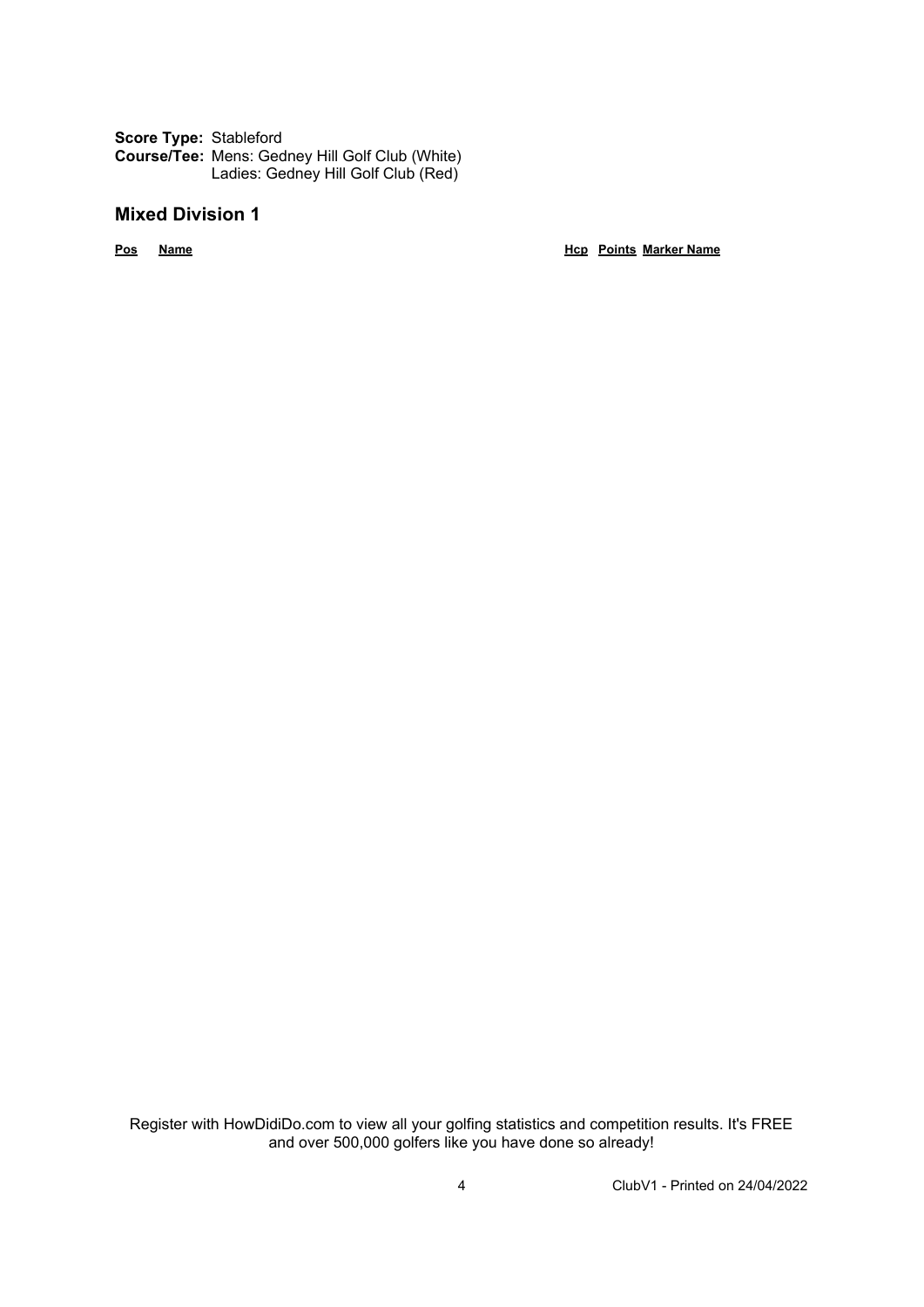**Score Type:** Stableford
**Course/Tee:** Mens: Gedney Hill Golf Club (White)
Ladies: Gedney Hill Golf Club (Red)

## Mixed Division 1

| Pos | Name | Hcp | Points | Marker Name |
| --- | --- | --- | --- | --- |

Register with HowDidiDo.com to view all your golfing statistics and competition results. It's FREE and over 500,000 golfers like you have done so already!

ClubV1 - Printed on 24/04/2022